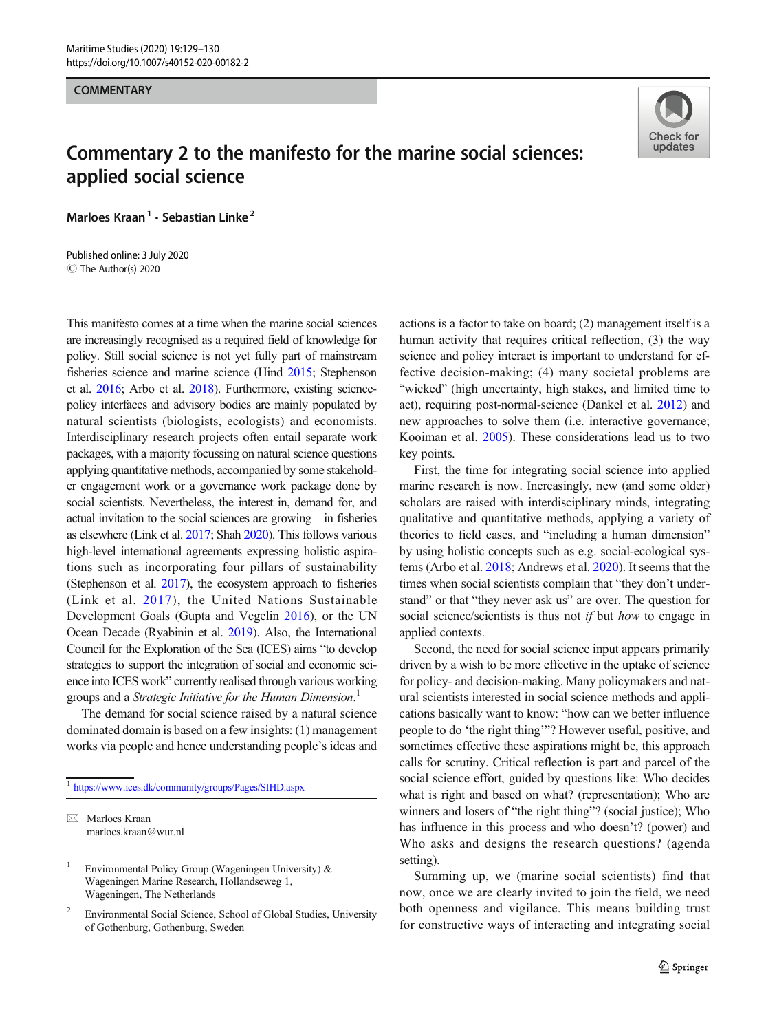COMMENTARY

# Commentary 2 to the manifesto for the marine social sciences: applied social science

**Marloes Kraan**[1] **· Sebastian Linke**[2]

Published online: 3 July 2020
© The Author(s) 2020

This manifesto comes at a time when the marine social sciences are increasingly recognised as a required field of knowledge for policy. Still social science is not yet fully part of mainstream fisheries science and marine science (Hind 2015; Stephenson et al. 2016; Arbo et al. 2018). Furthermore, existing science-policy interfaces and advisory bodies are mainly populated by natural scientists (biologists, ecologists) and economists. Interdisciplinary research projects often entail separate work packages, with a majority focussing on natural science questions applying quantitative methods, accompanied by some stakeholder engagement work or a governance work package done by social scientists. Nevertheless, the interest in, demand for, and actual invitation to the social sciences are growing—in fisheries as elsewhere (Link et al. 2017; Shah 2020). This follows various high-level international agreements expressing holistic aspirations such as incorporating four pillars of sustainability (Stephenson et al. 2017), the ecosystem approach to fisheries (Link et al. 2017), the United Nations Sustainable Development Goals (Gupta and Vegelin 2016), or the UN Ocean Decade (Ryabinin et al. 2019). Also, the International Council for the Exploration of the Sea (ICES) aims "to develop strategies to support the integration of social and economic science into ICES work" currently realised through various working groups and a *Strategic Initiative for the Human Dimension*.[1]

The demand for social science raised by a natural science dominated domain is based on a few insights: (1) management works via people and hence understanding people's ideas and actions is a factor to take on board; (2) management itself is a human activity that requires critical reflection, (3) the way science and policy interact is important to understand for effective decision-making; (4) many societal problems are "wicked" (high uncertainty, high stakes, and limited time to act), requiring post-normal-science (Dankel et al. 2012) and new approaches to solve them (i.e. interactive governance; Kooiman et al. 2005). These considerations lead us to two key points.

First, the time for integrating social science into applied marine research is now. Increasingly, new (and some older) scholars are raised with interdisciplinary minds, integrating qualitative and quantitative methods, applying a variety of theories to field cases, and "including a human dimension" by using holistic concepts such as e.g. social-ecological systems (Arbo et al. 2018; Andrews et al. 2020). It seems that the times when social scientists complain that "they don't understand" or that "they never ask us" are over. The question for social science/scientists is thus not *if* but *how* to engage in applied contexts.

Second, the need for social science input appears primarily driven by a wish to be more effective in the uptake of science for policy- and decision-making. Many policymakers and natural scientists interested in social science methods and applications basically want to know: "how can we better influence people to do 'the right thing'"? However useful, positive, and sometimes effective these aspirations might be, this approach calls for scrutiny. Critical reflection is part and parcel of the social science effort, guided by questions like: Who decides what is right and based on what? (representation); Who are winners and losers of "the right thing"? (social justice); Who has influence in this process and who doesn't? (power) and Who asks and designs the research questions? (agenda setting).

Summing up, we (marine social scientists) find that now, once we are clearly invited to join the field, we need both openness and vigilance. This means building trust for constructive ways of interacting and integrating social

---

[1] https://www.ices.dk/community/groups/Pages/SIHD.aspx

✉ Marloes Kraan
marloes.kraan@wur.nl

[1] Environmental Policy Group (Wageningen University) & Wageningen Marine Research, Hollandseweg 1, Wageningen, The Netherlands

[2] Environmental Social Science, School of Global Studies, University of Gothenburg, Gothenburg, Sweden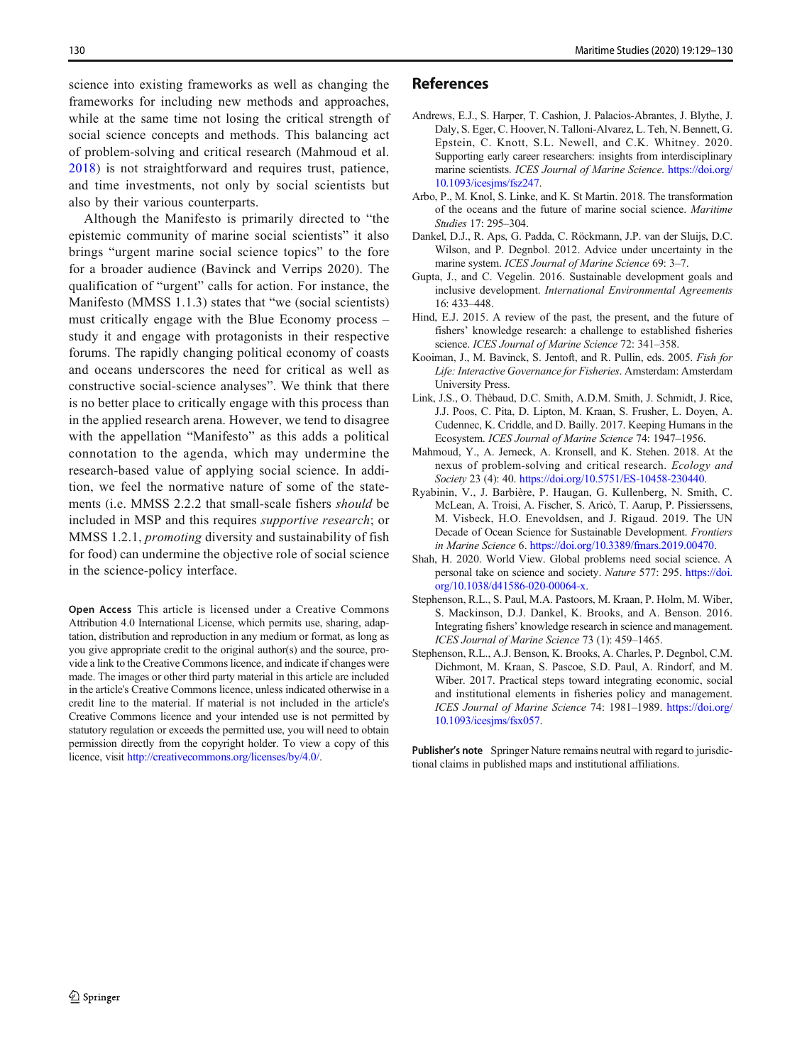science into existing frameworks as well as changing the frameworks for including new methods and approaches, while at the same time not losing the critical strength of social science concepts and methods. This balancing act of problem-solving and critical research (Mahmoud et al. 2018) is not straightforward and requires trust, patience, and time investments, not only by social scientists but also by their various counterparts.

Although the Manifesto is primarily directed to "the epistemic community of marine social scientists" it also brings "urgent marine social science topics" to the fore for a broader audience (Bavinck and Verrips 2020). The qualification of "urgent" calls for action. For instance, the Manifesto (MMSS 1.1.3) states that "we (social scientists) must critically engage with the Blue Economy process – study it and engage with protagonists in their respective forums. The rapidly changing political economy of coasts and oceans underscores the need for critical as well as constructive social-science analyses". We think that there is no better place to critically engage with this process than in the applied research arena. However, we tend to disagree with the appellation "Manifesto" as this adds a political connotation to the agenda, which may undermine the research-based value of applying social science. In addition, we feel the normative nature of some of the statements (i.e. MMSS 2.2.2 that small-scale fishers *should* be included in MSP and this requires *supportive research*; or MMSS 1.2.1, *promoting* diversity and sustainability of fish for food) can undermine the objective role of social science in the science-policy interface.

**Open Access** This article is licensed under a Creative Commons Attribution 4.0 International License, which permits use, sharing, adaptation, distribution and reproduction in any medium or format, as long as you give appropriate credit to the original author(s) and the source, provide a link to the Creative Commons licence, and indicate if changes were made. The images or other third party material in this article are included in the article's Creative Commons licence, unless indicated otherwise in a credit line to the material. If material is not included in the article's Creative Commons licence and your intended use is not permitted by statutory regulation or exceeds the permitted use, you will need to obtain permission directly from the copyright holder. To view a copy of this licence, visit http://creativecommons.org/licenses/by/4.0/.

## References

Andrews, E.J., S. Harper, T. Cashion, J. Palacios-Abrantes, J. Blythe, J. Daly, S. Eger, C. Hoover, N. Talloni-Alvarez, L. Teh, N. Bennett, G. Epstein, C. Knott, S.L. Newell, and C.K. Whitney. 2020. Supporting early career researchers: insights from interdisciplinary marine scientists. *ICES Journal of Marine Science*. https://doi.org/10.1093/icesjms/fsz247.

Arbo, P., M. Knol, S. Linke, and K. St Martin. 2018. The transformation of the oceans and the future of marine social science. *Maritime Studies* 17: 295–304.

Dankel, D.J., R. Aps, G. Padda, C. Röckmann, J.P. van der Sluijs, D.C. Wilson, and P. Degnbol. 2012. Advice under uncertainty in the marine system. *ICES Journal of Marine Science* 69: 3–7.

Gupta, J., and C. Vegelin. 2016. Sustainable development goals and inclusive development. *International Environmental Agreements* 16: 433–448.

Hind, E.J. 2015. A review of the past, the present, and the future of fishers' knowledge research: a challenge to established fisheries science. *ICES Journal of Marine Science* 72: 341–358.

Kooiman, J., M. Bavinck, S. Jentoft, and R. Pullin, eds. 2005. *Fish for Life: Interactive Governance for Fisheries*. Amsterdam: Amsterdam University Press.

Link, J.S., O. Thèbaud, D.C. Smith, A.D.M. Smith, J. Schmidt, J. Rice, J.J. Poos, C. Pita, D. Lipton, M. Kraan, S. Frusher, L. Doyen, A. Cudennec, K. Criddle, and D. Bailly. 2017. Keeping Humans in the Ecosystem. *ICES Journal of Marine Science* 74: 1947–1956.

Mahmoud, Y., A. Jerneck, A. Kronsell, and K. Stehen. 2018. At the nexus of problem-solving and critical research. *Ecology and Society* 23 (4): 40. https://doi.org/10.5751/ES-10458-230440.

Ryabinin, V., J. Barbière, P. Haugan, G. Kullenberg, N. Smith, C. McLean, A. Troisi, A. Fischer, S. Aricò, T. Aarup, P. Pissierssens, M. Visbeck, H.O. Enevoldsen, and J. Rigaud. 2019. The UN Decade of Ocean Science for Sustainable Development. *Frontiers in Marine Science* 6. https://doi.org/10.3389/fmars.2019.00470.

Shah, H. 2020. World View. Global problems need social science. A personal take on science and society. *Nature* 577: 295. https://doi.org/10.1038/d41586-020-00064-x.

Stephenson, R.L., S. Paul, M.A. Pastoors, M. Kraan, P. Holm, M. Wiber, S. Mackinson, D.J. Dankel, K. Brooks, and A. Benson. 2016. Integrating fishers' knowledge research in science and management. *ICES Journal of Marine Science* 73 (1): 459–1465.

Stephenson, R.L., A.J. Benson, K. Brooks, A. Charles, P. Degnbol, C.M. Dichmont, M. Kraan, S. Pascoe, S.D. Paul, A. Rindorf, and M. Wiber. 2017. Practical steps toward integrating economic, social and institutional elements in fisheries policy and management. *ICES Journal of Marine Science* 74: 1981–1989. https://doi.org/10.1093/icesjms/fsx057.

**Publisher's note** Springer Nature remains neutral with regard to jurisdictional claims in published maps and institutional affiliations.